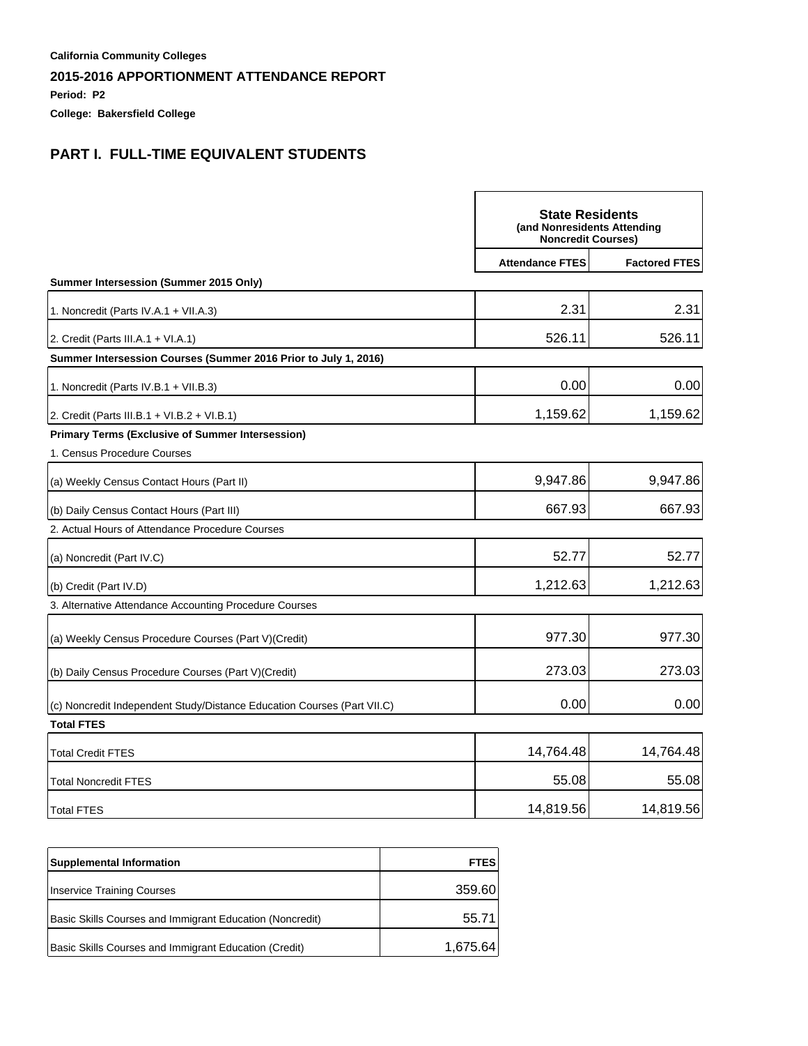**California Community Colleges**

## 2015-2016 APPORTIONMENT ATTENDANCE REPORT

**Period: P2**

**College: Bakersfield College**

## PART I. FULL-TIME EQUIVALENT STUDENTS

| | State Residents (and Nonresidents Attending Noncredit Courses) | |
|---|---|---|
| | **Attendance FTES** | **Factored FTES** |
| **Summer Intersession (Summer 2015 Only)** | | |
| 1. Noncredit (Parts IV.A.1 + VII.A.3) | 2.31 | 2.31 |
| 2. Credit (Parts III.A.1 + VI.A.1) | 526.11 | 526.11 |
| **Summer Intersession Courses (Summer 2016 Prior to July 1, 2016)** | | |
| 1. Noncredit (Parts IV.B.1 + VII.B.3) | 0.00 | 0.00 |
| 2. Credit (Parts III.B.1 + VI.B.2 + VI.B.1) | 1,159.62 | 1,159.62 |
| **Primary Terms (Exclusive of Summer Intersession)** | | |
| 1. Census Procedure Courses | | |
| (a) Weekly Census Contact Hours (Part II) | 9,947.86 | 9,947.86 |
| (b) Daily Census Contact Hours (Part III) | 667.93 | 667.93 |
| 2. Actual Hours of Attendance Procedure Courses | | |
| (a) Noncredit (Part IV.C) | 52.77 | 52.77 |
| (b) Credit (Part IV.D) | 1,212.63 | 1,212.63 |
| 3. Alternative Attendance Accounting Procedure Courses | | |
| (a) Weekly Census Procedure Courses (Part V)(Credit) | 977.30 | 977.30 |
| (b) Daily Census Procedure Courses (Part V)(Credit) | 273.03 | 273.03 |
| (c) Noncredit Independent Study/Distance Education Courses (Part VII.C) | 0.00 | 0.00 |
| **Total FTES** | | |
| Total Credit FTES | 14,764.48 | 14,764.48 |
| Total Noncredit FTES | 55.08 | 55.08 |
| Total FTES | 14,819.56 | 14,819.56 |

| **Supplemental Information** | **FTES** |
|---|---|
| Inservice Training Courses | 359.60 |
| Basic Skills Courses and Immigrant Education (Noncredit) | 55.71 |
| Basic Skills Courses and Immigrant Education (Credit) | 1,675.64 |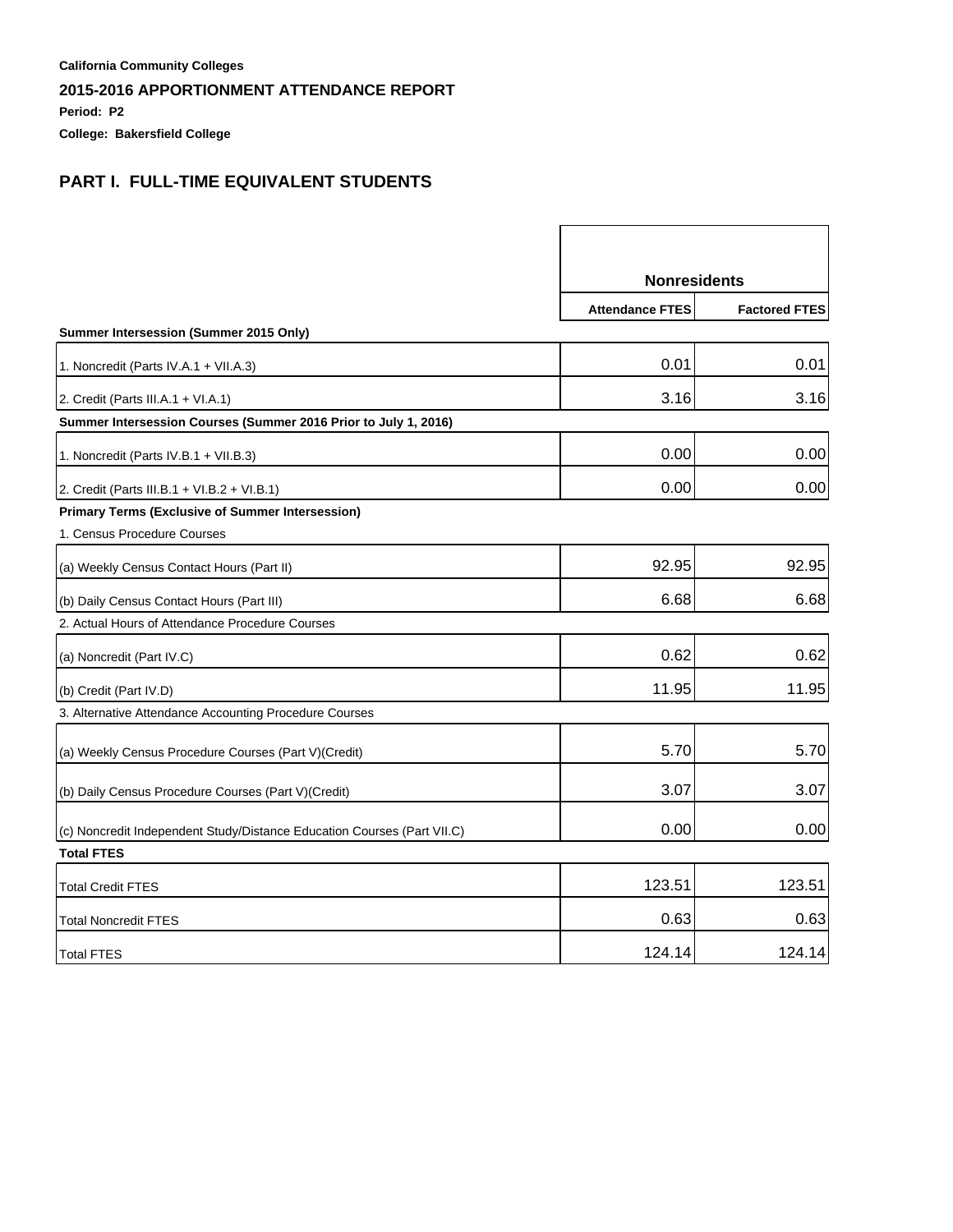**California Community Colleges**

## 2015-2016 APPORTIONMENT ATTENDANCE REPORT

**Period: P2**

**College: Bakersfield College**

## PART I. FULL-TIME EQUIVALENT STUDENTS

| | Nonresidents | |
|---|---|---|
| | **Attendance FTES** | **Factored FTES** |
| **Summer Intersession (Summer 2015 Only)** | | |
| 1. Noncredit (Parts IV.A.1 + VII.A.3) | 0.01 | 0.01 |
| 2. Credit (Parts III.A.1 + VI.A.1) | 3.16 | 3.16 |
| **Summer Intersession Courses (Summer 2016 Prior to July 1, 2016)** | | |
| 1. Noncredit (Parts IV.B.1 + VII.B.3) | 0.00 | 0.00 |
| 2. Credit (Parts III.B.1 + VI.B.2 + VI.B.1) | 0.00 | 0.00 |
| **Primary Terms (Exclusive of Summer Intersession)** | | |
| 1. Census Procedure Courses | | |
| (a) Weekly Census Contact Hours (Part II) | 92.95 | 92.95 |
| (b) Daily Census Contact Hours (Part III) | 6.68 | 6.68 |
| 2. Actual Hours of Attendance Procedure Courses | | |
| (a) Noncredit (Part IV.C) | 0.62 | 0.62 |
| (b) Credit (Part IV.D) | 11.95 | 11.95 |
| 3. Alternative Attendance Accounting Procedure Courses | | |
| (a) Weekly Census Procedure Courses (Part V)(Credit) | 5.70 | 5.70 |
| (b) Daily Census Procedure Courses (Part V)(Credit) | 3.07 | 3.07 |
| (c) Noncredit Independent Study/Distance Education Courses (Part VII.C) | 0.00 | 0.00 |
| **Total FTES** | | |
| Total Credit FTES | 123.51 | 123.51 |
| Total Noncredit FTES | 0.63 | 0.63 |
| Total FTES | 124.14 | 124.14 |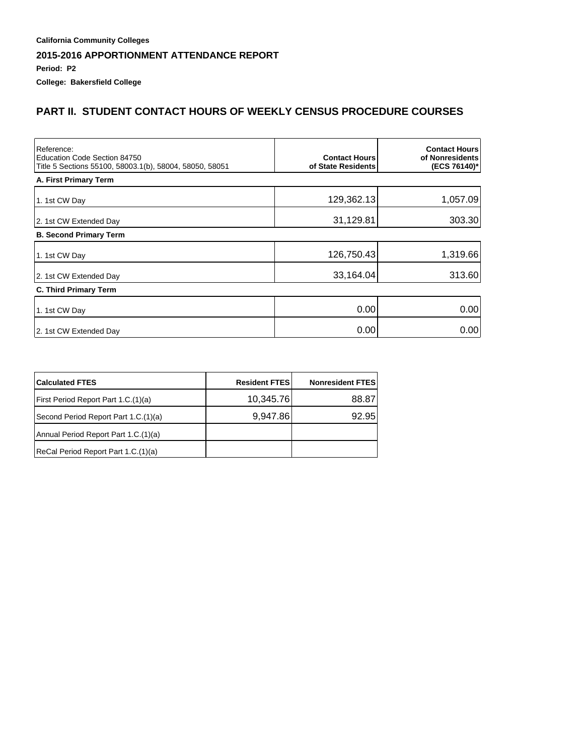**California Community Colleges**

**2015-2016 APPORTIONMENT ATTENDANCE REPORT**

**Period: P2**

**College: Bakersfield College**

## PART II. STUDENT CONTACT HOURS OF WEEKLY CENSUS PROCEDURE COURSES

| Reference: Education Code Section 84750 Title 5 Sections 55100, 58003.1(b), 58004, 58050, 58051 | Contact Hours of State Residents | Contact Hours of Nonresidents (ECS 76140)* |
|---|---|---|
| **A. First Primary Term** | | |
| 1. 1st CW Day | 129,362.13 | 1,057.09 |
| 2. 1st CW Extended Day | 31,129.81 | 303.30 |
| **B. Second Primary Term** | | |
| 1. 1st CW Day | 126,750.43 | 1,319.66 |
| 2. 1st CW Extended Day | 33,164.04 | 313.60 |
| **C. Third Primary Term** | | |
| 1. 1st CW Day | 0.00 | 0.00 |
| 2. 1st CW Extended Day | 0.00 | 0.00 |

| Calculated FTES | Resident FTES | Nonresident FTES |
|---|---|---|
| First Period Report Part 1.C.(1)(a) | 10,345.76 | 88.87 |
| Second Period Report Part 1.C.(1)(a) | 9,947.86 | 92.95 |
| Annual Period Report Part 1.C.(1)(a) | | |
| ReCal Period Report Part 1.C.(1)(a) | | |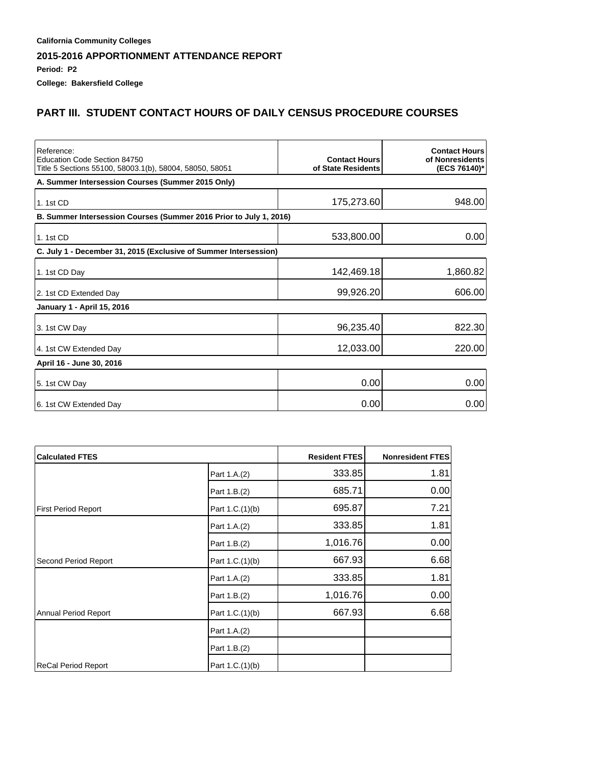**California Community Colleges**

## 2015-2016 APPORTIONMENT ATTENDANCE REPORT

**Period: P2**

**College: Bakersfield College**

## PART III. STUDENT CONTACT HOURS OF DAILY CENSUS PROCEDURE COURSES

| Reference: Education Code Section 84750 Title 5 Sections 55100, 58003.1(b), 58004, 58050, 58051 | Contact Hours of State Residents | Contact Hours of Nonresidents (ECS 76140)* |
|---|---|---|
| **A. Summer Intersession Courses (Summer 2015 Only)** | | |
| 1. 1st CD | 175,273.60 | 948.00 |
| **B. Summer Intersession Courses (Summer 2016 Prior to July 1, 2016)** | | |
| 1. 1st CD | 533,800.00 | 0.00 |
| **C. July 1 - December 31, 2015 (Exclusive of Summer Intersession)** | | |
| 1. 1st CD Day | 142,469.18 | 1,860.82 |
| 2. 1st CD Extended Day | 99,926.20 | 606.00 |
| **January 1 - April 15, 2016** | | |
| 3. 1st CW Day | 96,235.40 | 822.30 |
| 4. 1st CW Extended Day | 12,033.00 | 220.00 |
| **April 16 - June 30, 2016** | | |
| 5. 1st CW Day | 0.00 | 0.00 |
| 6. 1st CW Extended Day | 0.00 | 0.00 |

| Calculated FTES | | Resident FTES | Nonresident FTES |
|---|---|---|---|
| | Part 1.A.(2) | 333.85 | 1.81 |
| | Part 1.B.(2) | 685.71 | 0.00 |
| First Period Report | Part 1.C.(1)(b) | 695.87 | 7.21 |
| | Part 1.A.(2) | 333.85 | 1.81 |
| | Part 1.B.(2) | 1,016.76 | 0.00 |
| Second Period Report | Part 1.C.(1)(b) | 667.93 | 6.68 |
| | Part 1.A.(2) | 333.85 | 1.81 |
| | Part 1.B.(2) | 1,016.76 | 0.00 |
| Annual Period Report | Part 1.C.(1)(b) | 667.93 | 6.68 |
| | Part 1.A.(2) | | |
| | Part 1.B.(2) | | |
| ReCal Period Report | Part 1.C.(1)(b) | | |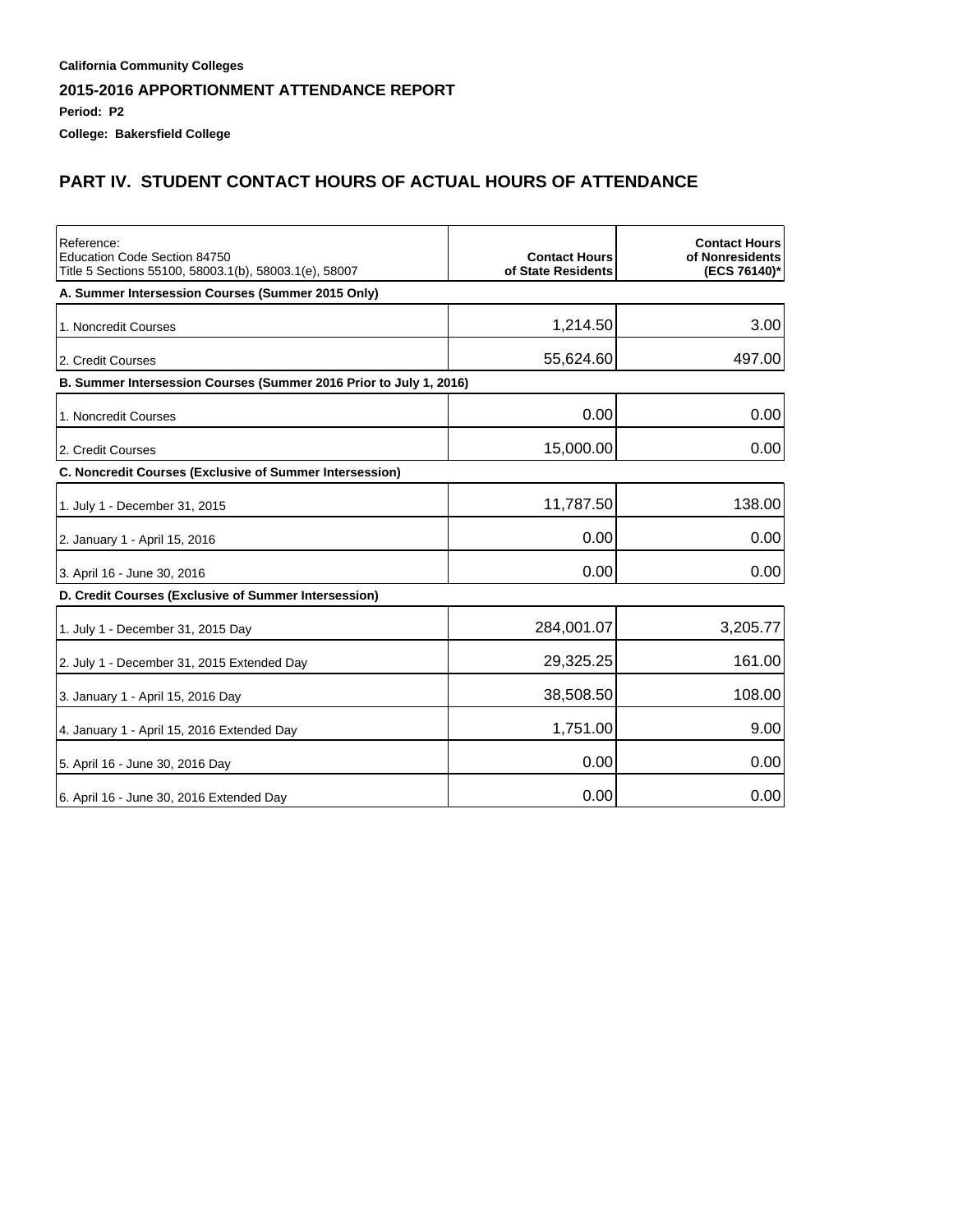**California Community Colleges**

**2015-2016 APPORTIONMENT ATTENDANCE REPORT**

**Period: P2**

**College: Bakersfield College**

## PART IV. STUDENT CONTACT HOURS OF ACTUAL HOURS OF ATTENDANCE

| Reference: Education Code Section 84750 Title 5 Sections 55100, 58003.1(b), 58003.1(e), 58007 | **Contact Hours of State Residents** | **Contact Hours of Nonresidents (ECS 76140)*** |
|---|---|---|
| **A. Summer Intersession Courses (Summer 2015 Only)** | | |
| 1. Noncredit Courses | 1,214.50 | 3.00 |
| 2. Credit Courses | 55,624.60 | 497.00 |
| **B. Summer Intersession Courses (Summer 2016 Prior to July 1, 2016)** | | |
| 1. Noncredit Courses | 0.00 | 0.00 |
| 2. Credit Courses | 15,000.00 | 0.00 |
| **C. Noncredit Courses (Exclusive of Summer Intersession)** | | |
| 1. July 1 - December 31, 2015 | 11,787.50 | 138.00 |
| 2. January 1 - April 15, 2016 | 0.00 | 0.00 |
| 3. April 16 - June 30, 2016 | 0.00 | 0.00 |
| **D. Credit Courses (Exclusive of Summer Intersession)** | | |
| 1. July 1 - December 31, 2015 Day | 284,001.07 | 3,205.77 |
| 2. July 1 - December 31, 2015 Extended Day | 29,325.25 | 161.00 |
| 3. January 1 - April 15, 2016 Day | 38,508.50 | 108.00 |
| 4. January 1 - April 15, 2016 Extended Day | 1,751.00 | 9.00 |
| 5. April 16 - June 30, 2016 Day | 0.00 | 0.00 |
| 6. April 16 - June 30, 2016 Extended Day | 0.00 | 0.00 |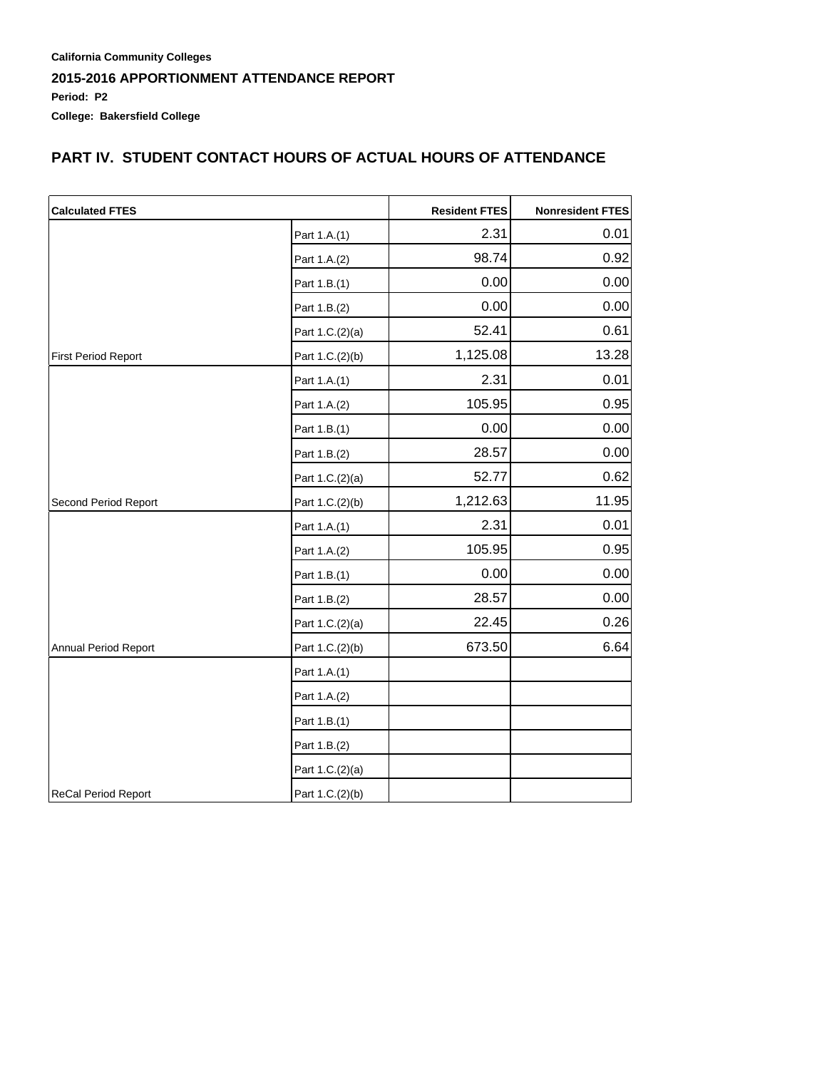**California Community Colleges**

**2015-2016 APPORTIONMENT ATTENDANCE REPORT**

**Period: P2**

**College: Bakersfield College**

## PART IV. STUDENT CONTACT HOURS OF ACTUAL HOURS OF ATTENDANCE

| Calculated FTES | | Resident FTES | Nonresident FTES |
|---|---|---|---|
| | Part 1.A.(1) | 2.31 | 0.01 |
| | Part 1.A.(2) | 98.74 | 0.92 |
| | Part 1.B.(1) | 0.00 | 0.00 |
| | Part 1.B.(2) | 0.00 | 0.00 |
| | Part 1.C.(2)(a) | 52.41 | 0.61 |
| First Period Report | Part 1.C.(2)(b) | 1,125.08 | 13.28 |
| | Part 1.A.(1) | 2.31 | 0.01 |
| | Part 1.A.(2) | 105.95 | 0.95 |
| | Part 1.B.(1) | 0.00 | 0.00 |
| | Part 1.B.(2) | 28.57 | 0.00 |
| | Part 1.C.(2)(a) | 52.77 | 0.62 |
| Second Period Report | Part 1.C.(2)(b) | 1,212.63 | 11.95 |
| | Part 1.A.(1) | 2.31 | 0.01 |
| | Part 1.A.(2) | 105.95 | 0.95 |
| | Part 1.B.(1) | 0.00 | 0.00 |
| | Part 1.B.(2) | 28.57 | 0.00 |
| | Part 1.C.(2)(a) | 22.45 | 0.26 |
| Annual Period Report | Part 1.C.(2)(b) | 673.50 | 6.64 |
| | Part 1.A.(1) | | |
| | Part 1.A.(2) | | |
| | Part 1.B.(1) | | |
| | Part 1.B.(2) | | |
| | Part 1.C.(2)(a) | | |
| ReCal Period Report | Part 1.C.(2)(b) | | |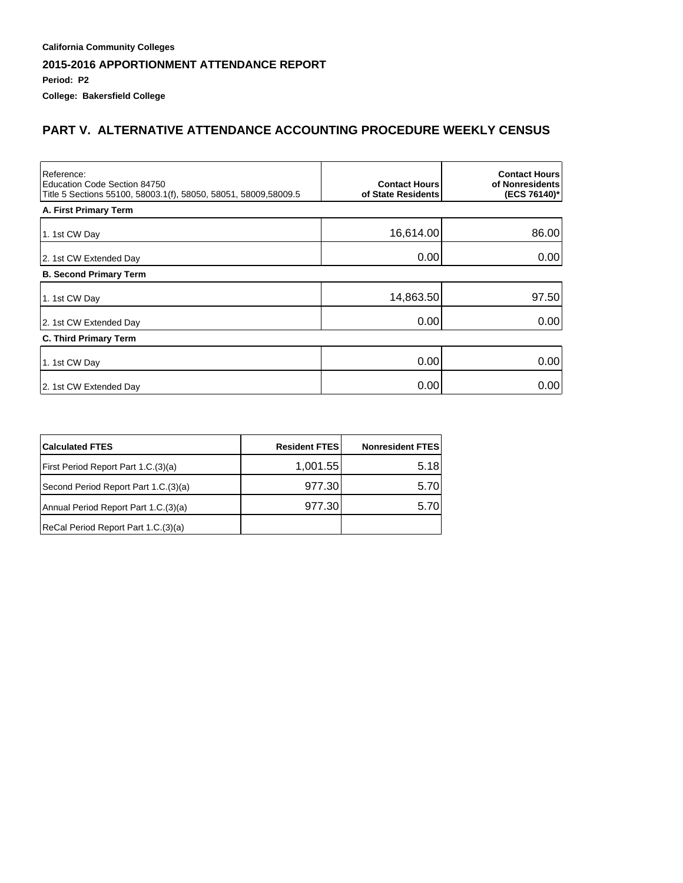**California Community Colleges**

**2015-2016 APPORTIONMENT ATTENDANCE REPORT**

**Period: P2**

**College: Bakersfield College**

## PART V. ALTERNATIVE ATTENDANCE ACCOUNTING PROCEDURE WEEKLY CENSUS

| Reference:<br>Education Code Section 84750<br>Title 5 Sections 55100, 58003.1(f), 58050, 58051, 58009,58009.5 | **Contact Hours of State Residents** | **Contact Hours of Nonresidents (ECS 76140)*** |
|---|---|---|
| **A. First Primary Term** | | |
| 1. 1st CW Day | 16,614.00 | 86.00 |
| 2. 1st CW Extended Day | 0.00 | 0.00 |
| **B. Second Primary Term** | | |
| 1. 1st CW Day | 14,863.50 | 97.50 |
| 2. 1st CW Extended Day | 0.00 | 0.00 |
| **C. Third Primary Term** | | |
| 1. 1st CW Day | 0.00 | 0.00 |
| 2. 1st CW Extended Day | 0.00 | 0.00 |

| **Calculated FTES** | **Resident FTES** | **Nonresident FTES** |
|---|---|---|
| First Period Report Part 1.C.(3)(a) | 1,001.55 | 5.18 |
| Second Period Report Part 1.C.(3)(a) | 977.30 | 5.70 |
| Annual Period Report Part 1.C.(3)(a) | 977.30 | 5.70 |
| ReCal Period Report Part 1.C.(3)(a) | | |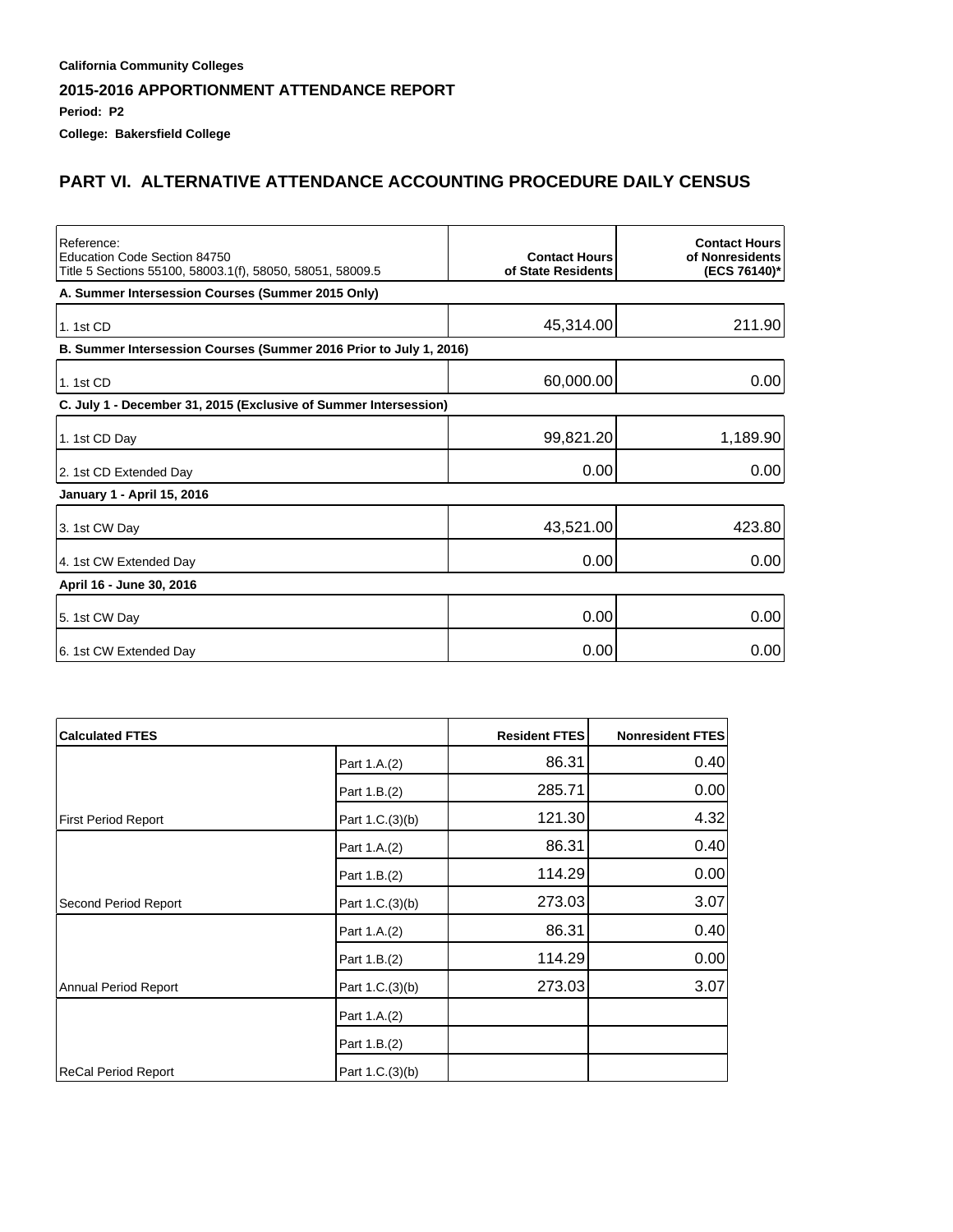**California Community Colleges**

**2015-2016 APPORTIONMENT ATTENDANCE REPORT**

**Period: P2**

**College: Bakersfield College**

## PART VI. ALTERNATIVE ATTENDANCE ACCOUNTING PROCEDURE DAILY CENSUS

| Reference:<br>Education Code Section 84750<br>Title 5 Sections 55100, 58003.1(f), 58050, 58051, 58009.5 | **Contact Hours of State Residents** | **Contact Hours of Nonresidents (ECS 76140)*** |
|---|---|---|
| **A. Summer Intersession Courses (Summer 2015 Only)** | | |
| 1. 1st CD | 45,314.00 | 211.90 |
| **B. Summer Intersession Courses (Summer 2016 Prior to July 1, 2016)** | | |
| 1. 1st CD | 60,000.00 | 0.00 |
| **C. July 1 - December 31, 2015 (Exclusive of Summer Intersession)** | | |
| 1. 1st CD Day | 99,821.20 | 1,189.90 |
| 2. 1st CD Extended Day | 0.00 | 0.00 |
| **January 1 - April 15, 2016** | | |
| 3. 1st CW Day | 43,521.00 | 423.80 |
| 4. 1st CW Extended Day | 0.00 | 0.00 |
| **April 16 - June 30, 2016** | | |
| 5. 1st CW Day | 0.00 | 0.00 |
| 6. 1st CW Extended Day | 0.00 | 0.00 |

| **Calculated FTES** | | **Resident FTES** | **Nonresident FTES** |
|---|---|---|---|
| | Part 1.A.(2) | 86.31 | 0.40 |
| | Part 1.B.(2) | 285.71 | 0.00 |
| First Period Report | Part 1.C.(3)(b) | 121.30 | 4.32 |
| | Part 1.A.(2) | 86.31 | 0.40 |
| | Part 1.B.(2) | 114.29 | 0.00 |
| Second Period Report | Part 1.C.(3)(b) | 273.03 | 3.07 |
| | Part 1.A.(2) | 86.31 | 0.40 |
| | Part 1.B.(2) | 114.29 | 0.00 |
| Annual Period Report | Part 1.C.(3)(b) | 273.03 | 3.07 |
| | Part 1.A.(2) | | |
| | Part 1.B.(2) | | |
| ReCal Period Report | Part 1.C.(3)(b) | | |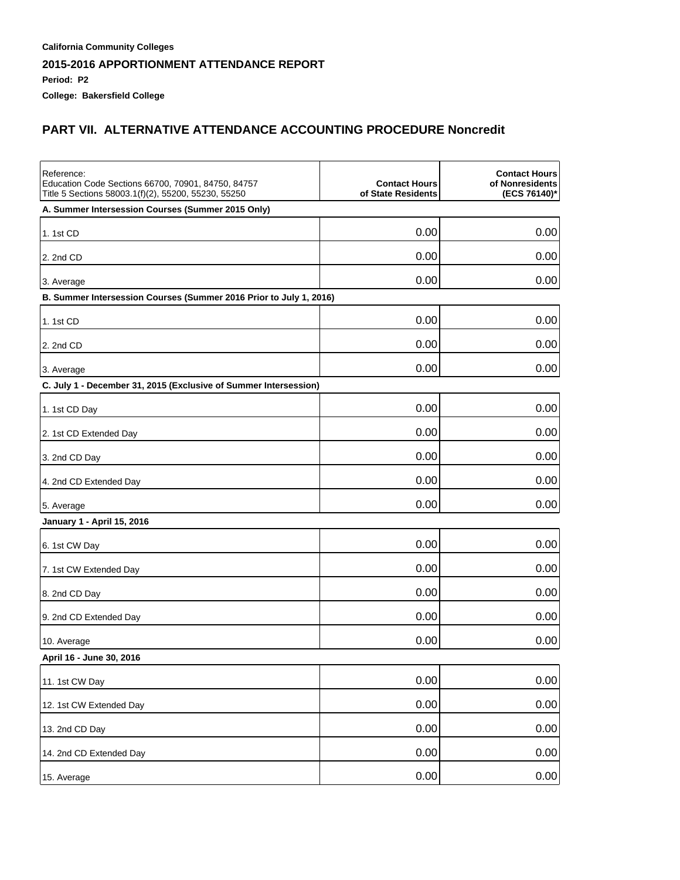**California Community Colleges**

**2015-2016 APPORTIONMENT ATTENDANCE REPORT**

**Period: P2**

**College: Bakersfield College**

## PART VII. ALTERNATIVE ATTENDANCE ACCOUNTING PROCEDURE Noncredit

| Reference: Education Code Sections 66700, 70901, 84750, 84757 Title 5 Sections 58003.1(f)(2), 55200, 55230, 55250 | **Contact Hours of State Residents** | **Contact Hours of Nonresidents (ECS 76140)*** |
|---|---|---|
| **A. Summer Intersession Courses (Summer 2015 Only)** | | |
| 1. 1st CD | 0.00 | 0.00 |
| 2. 2nd CD | 0.00 | 0.00 |
| 3. Average | 0.00 | 0.00 |
| **B. Summer Intersession Courses (Summer 2016 Prior to July 1, 2016)** | | |
| 1. 1st CD | 0.00 | 0.00 |
| 2. 2nd CD | 0.00 | 0.00 |
| 3. Average | 0.00 | 0.00 |
| **C. July 1 - December 31, 2015 (Exclusive of Summer Intersession)** | | |
| 1. 1st CD Day | 0.00 | 0.00 |
| 2. 1st CD Extended Day | 0.00 | 0.00 |
| 3. 2nd CD Day | 0.00 | 0.00 |
| 4. 2nd CD Extended Day | 0.00 | 0.00 |
| 5. Average | 0.00 | 0.00 |
| **January 1 - April 15, 2016** | | |
| 6. 1st CW Day | 0.00 | 0.00 |
| 7. 1st CW Extended Day | 0.00 | 0.00 |
| 8. 2nd CD Day | 0.00 | 0.00 |
| 9. 2nd CD Extended Day | 0.00 | 0.00 |
| 10. Average | 0.00 | 0.00 |
| **April 16 - June 30, 2016** | | |
| 11. 1st CW Day | 0.00 | 0.00 |
| 12. 1st CW Extended Day | 0.00 | 0.00 |
| 13. 2nd CD Day | 0.00 | 0.00 |
| 14. 2nd CD Extended Day | 0.00 | 0.00 |
| 15. Average | 0.00 | 0.00 |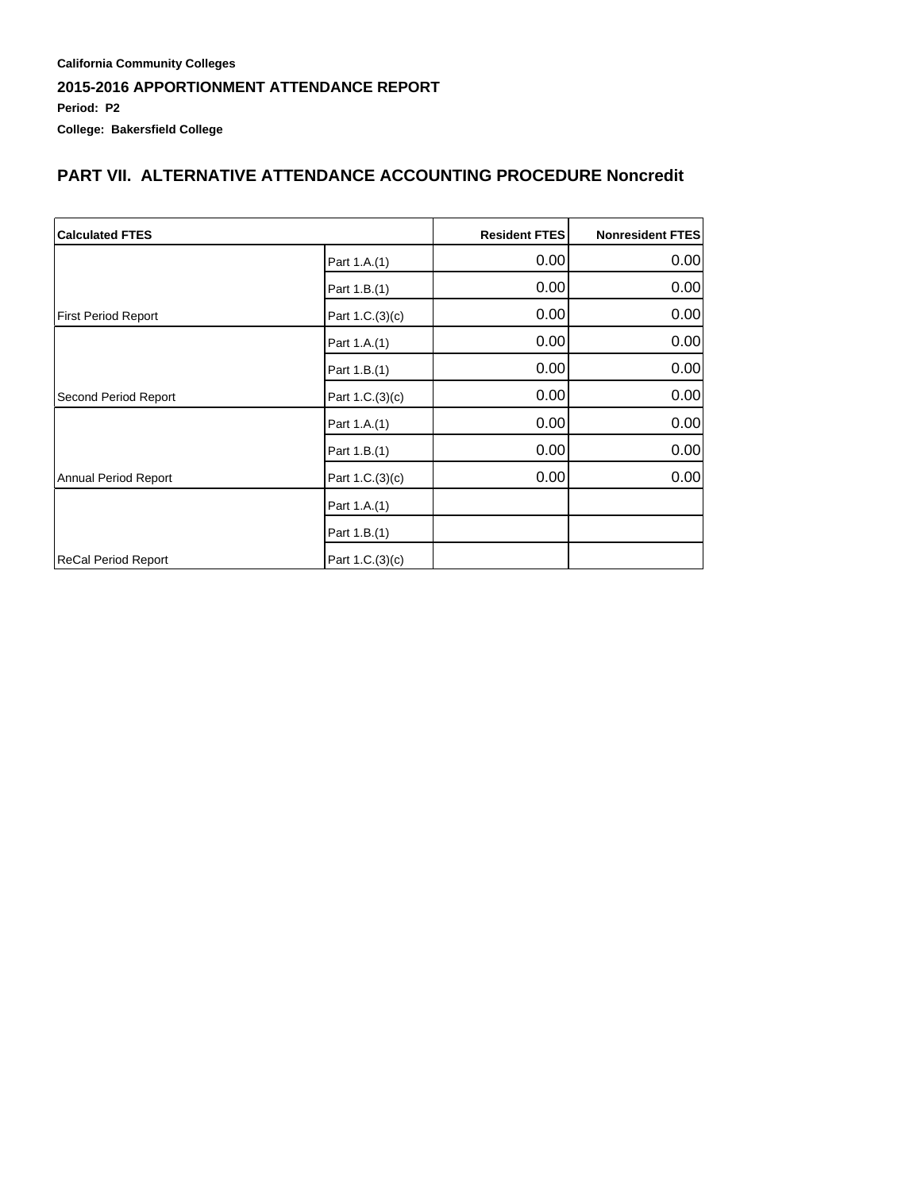**California Community Colleges**

**2015-2016 APPORTIONMENT ATTENDANCE REPORT**

**Period: P2**

**College: Bakersfield College**

## PART VII. ALTERNATIVE ATTENDANCE ACCOUNTING PROCEDURE Noncredit

| Calculated FTES | | Resident FTES | Nonresident FTES |
|---|---|---|---|
| | Part 1.A.(1) | 0.00 | 0.00 |
| | Part 1.B.(1) | 0.00 | 0.00 |
| First Period Report | Part 1.C.(3)(c) | 0.00 | 0.00 |
| | Part 1.A.(1) | 0.00 | 0.00 |
| | Part 1.B.(1) | 0.00 | 0.00 |
| Second Period Report | Part 1.C.(3)(c) | 0.00 | 0.00 |
| | Part 1.A.(1) | 0.00 | 0.00 |
| | Part 1.B.(1) | 0.00 | 0.00 |
| Annual Period Report | Part 1.C.(3)(c) | 0.00 | 0.00 |
| | Part 1.A.(1) | | |
| | Part 1.B.(1) | | |
| ReCal Period Report | Part 1.C.(3)(c) | | |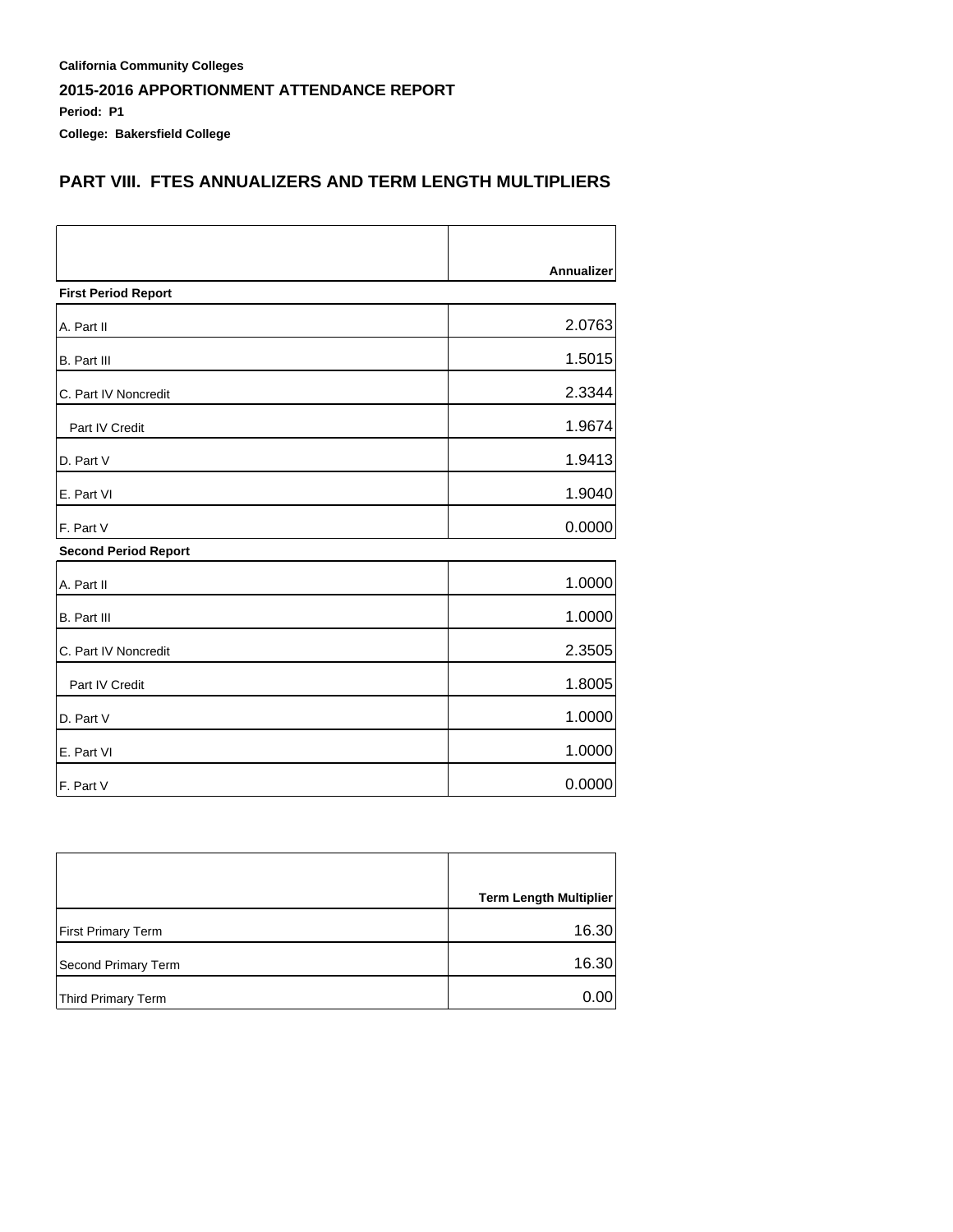**California Community Colleges**

**2015-2016 APPORTIONMENT ATTENDANCE REPORT**

**Period: P1**

**College: Bakersfield College**

## PART VIII. FTES ANNUALIZERS AND TERM LENGTH MULTIPLIERS

| | Annualizer |
|---|---|
| **First Period Report** | |
| A. Part II | 2.0763 |
| B. Part III | 1.5015 |
| C. Part IV Noncredit | 2.3344 |
| Part IV Credit | 1.9674 |
| D. Part V | 1.9413 |
| E. Part VI | 1.9040 |
| F. Part V | 0.0000 |
| **Second Period Report** | |
| A. Part II | 1.0000 |
| B. Part III | 1.0000 |
| C. Part IV Noncredit | 2.3505 |
| Part IV Credit | 1.8005 |
| D. Part V | 1.0000 |
| E. Part VI | 1.0000 |
| F. Part V | 0.0000 |

| | Term Length Multiplier |
|---|---|
| First Primary Term | 16.30 |
| Second Primary Term | 16.30 |
| Third Primary Term | 0.00 |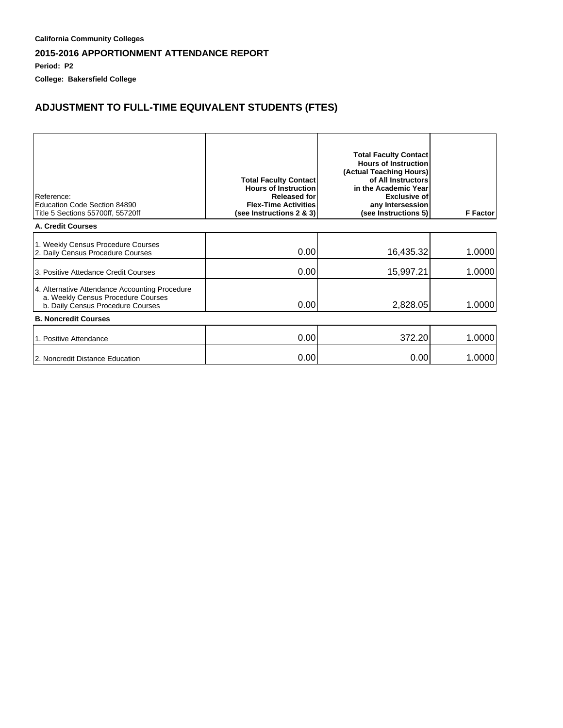**California Community Colleges**

**2015-2016 APPORTIONMENT ATTENDANCE REPORT**

**Period: P2**

**College: Bakersfield College**

## ADJUSTMENT TO FULL-TIME EQUIVALENT STUDENTS (FTES)

| Reference:<br>Education Code Section 84890<br>Title 5 Sections 55700ff, 55720ff | **Total Faculty Contact Hours of Instruction Released for Flex-Time Activities (see Instructions 2 & 3)** | **Total Faculty Contact Hours of Instruction (Actual Teaching Hours) of All Instructors in the Academic Year Exclusive of any Intersession (see Instructions 5)** | **F Factor** |
|---|---|---|---|
| **A. Credit Courses** | | | |
| 1. Weekly Census Procedure Courses<br>2. Daily Census Procedure Courses | 0.00 | 16,435.32 | 1.0000 |
| 3. Positive Attedance Credit Courses | 0.00 | 15,997.21 | 1.0000 |
| 4. Alternative Attendance Accounting Procedure<br>a. Weekly Census Procedure Courses<br>b. Daily Census Procedure Courses | 0.00 | 2,828.05 | 1.0000 |
| **B. Noncredit Courses** | | | |
| 1. Positive Attendance | 0.00 | 372.20 | 1.0000 |
| 2. Noncredit Distance Education | 0.00 | 0.00 | 1.0000 |